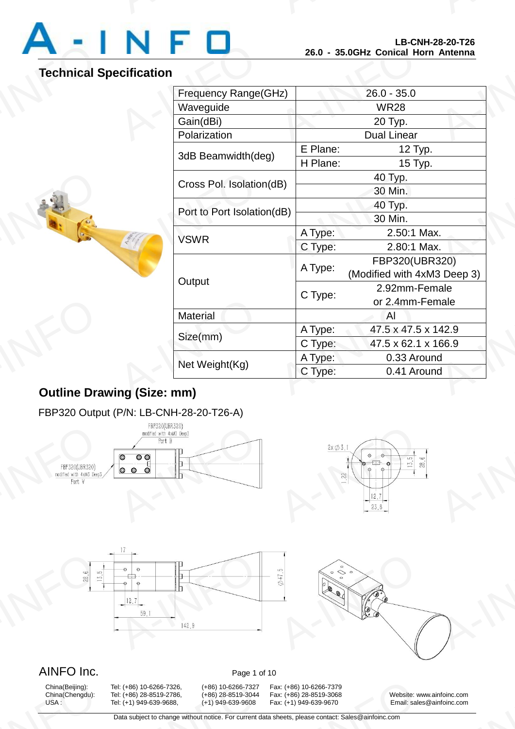LB-CNH-28-20-T26
26.0 - 35.0GHz Conical Horn Antenna

## Technical Specification

| Parameter | | Value |
|---|---|---|
| Frequency Range(GHz) | | 26.0 - 35.0 |
| Waveguide | | WR28 |
| Gain(dBi) | | 20 Typ. |
| Polarization | | Dual Linear |
| 3dB Beamwidth(deg) | E Plane: | 12 Typ. |
| | H Plane: | 15 Typ. |
| Cross Pol. Isolation(dB) | | 40 Typ. |
| | | 30 Min. |
| Port to Port Isolation(dB) | | 40 Typ. |
| | | 30 Min. |
| VSWR | A Type: | 2.50:1 Max. |
| | C Type: | 2.80:1 Max. |
| Output | A Type: | FBP320(UBR320) (Modified with 4xM3 Deep 3) |
| | C Type: | 2.92mm-Female or 2.4mm-Female |
| Material | | Al |
| Size(mm) | A Type: | 47.5 x 47.5 x 142.9 |
| | C Type: | 47.5 x 62.1 x 166.9 |
| Net Weight(Kg) | A Type: | 0.33 Around |
| | C Type: | 0.41 Around |

## Outline Drawing (Size: mm)

FBP320 Output (P/N: LB-CNH-28-20-T26-A)

FBP320(UBR320) modified with 4xM3 Deep3 Port H

FBP320(UBR320) modified with 4xM3 Deep3 Port V

2x ⌀3.1; 1.22; 13.5; 28.6; 12.7; 23.8

17; 28.6; 13.5; 12.7; 59.1; 142.9; ⌀47.5

AINFO Inc.

China(Beijing): Tel: (+86) 10-6266-7326, (+86) 10-6266-7327 Fax: (+86) 10-6266-7379
China(Chengdu): Tel: (+86) 28-8519-2786, (+86) 28-8519-3044 Fax: (+86) 28-8519-3068
USA : Tel: (+1) 949-639-9688, (+1) 949-639-9608 Fax: (+1) 949-639-9670

Website: www.ainfoinc.com
Email: sales@ainfoinc.com

Data subject to change without notice. For current data sheets, please contact: Sales@ainfoinc.com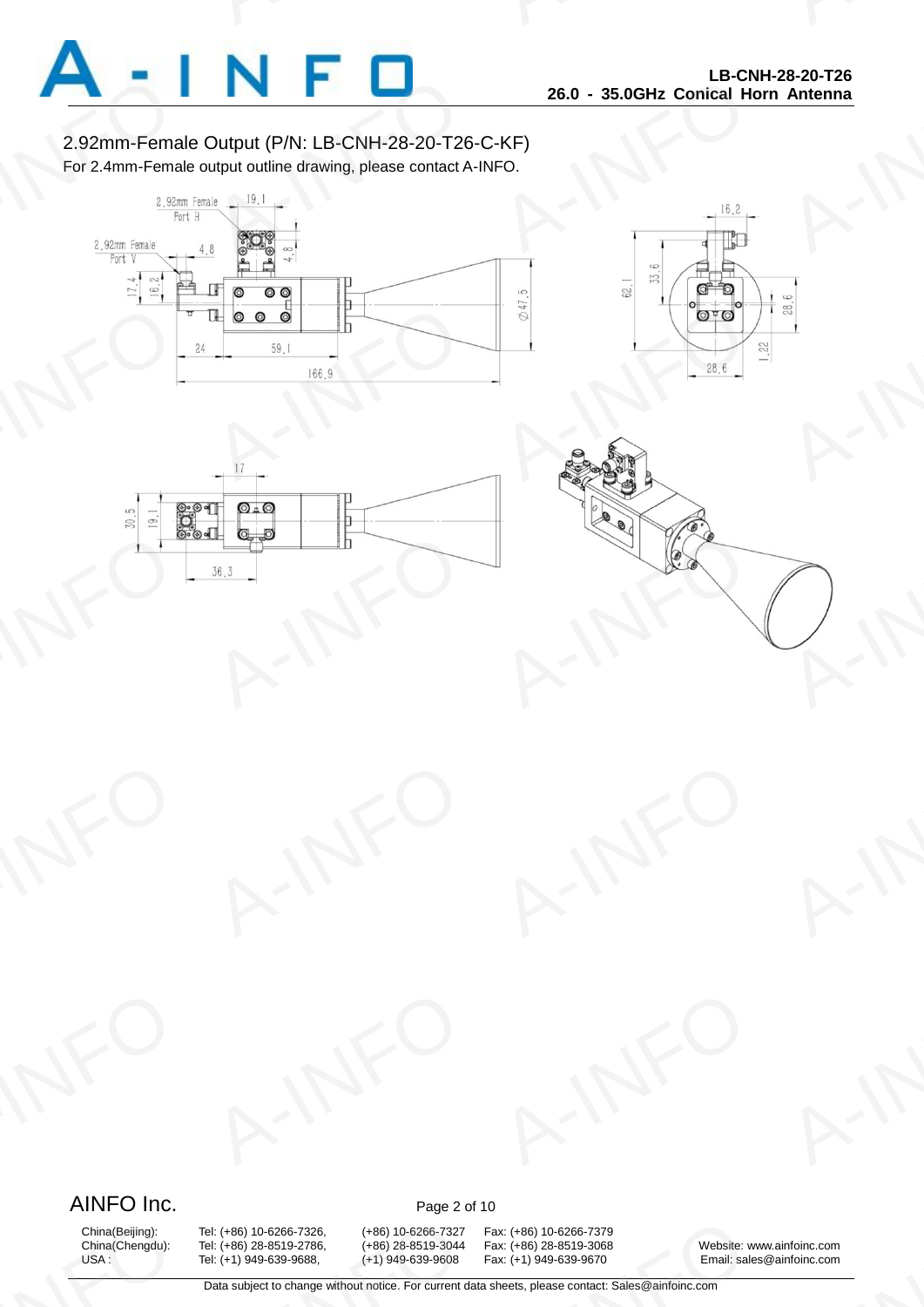## 2.92mm-Female Output (P/N: LB-CNH-28-20-T26-C-KF)

For 2.4mm-Female output outline drawing, please contact A-INFO.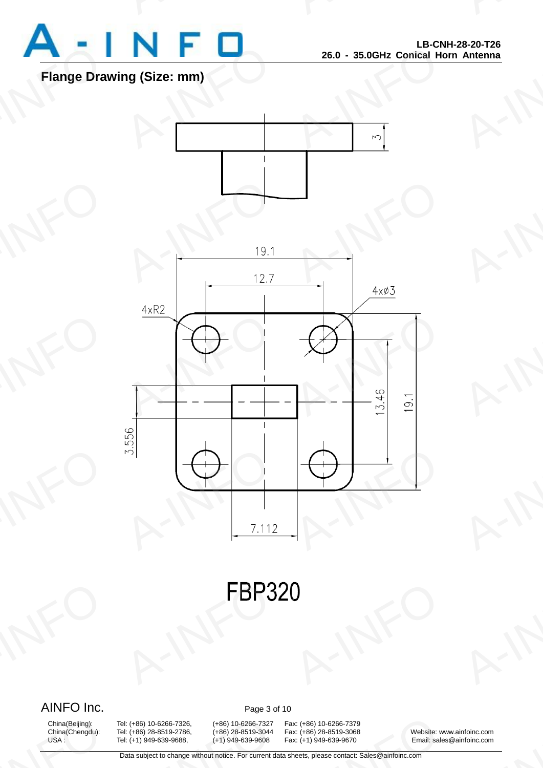## Flange Drawing (Size: mm)

3

19.1

12.7

4xØ3

4xR2

3.556

13.46

19.1

7.112

FBP320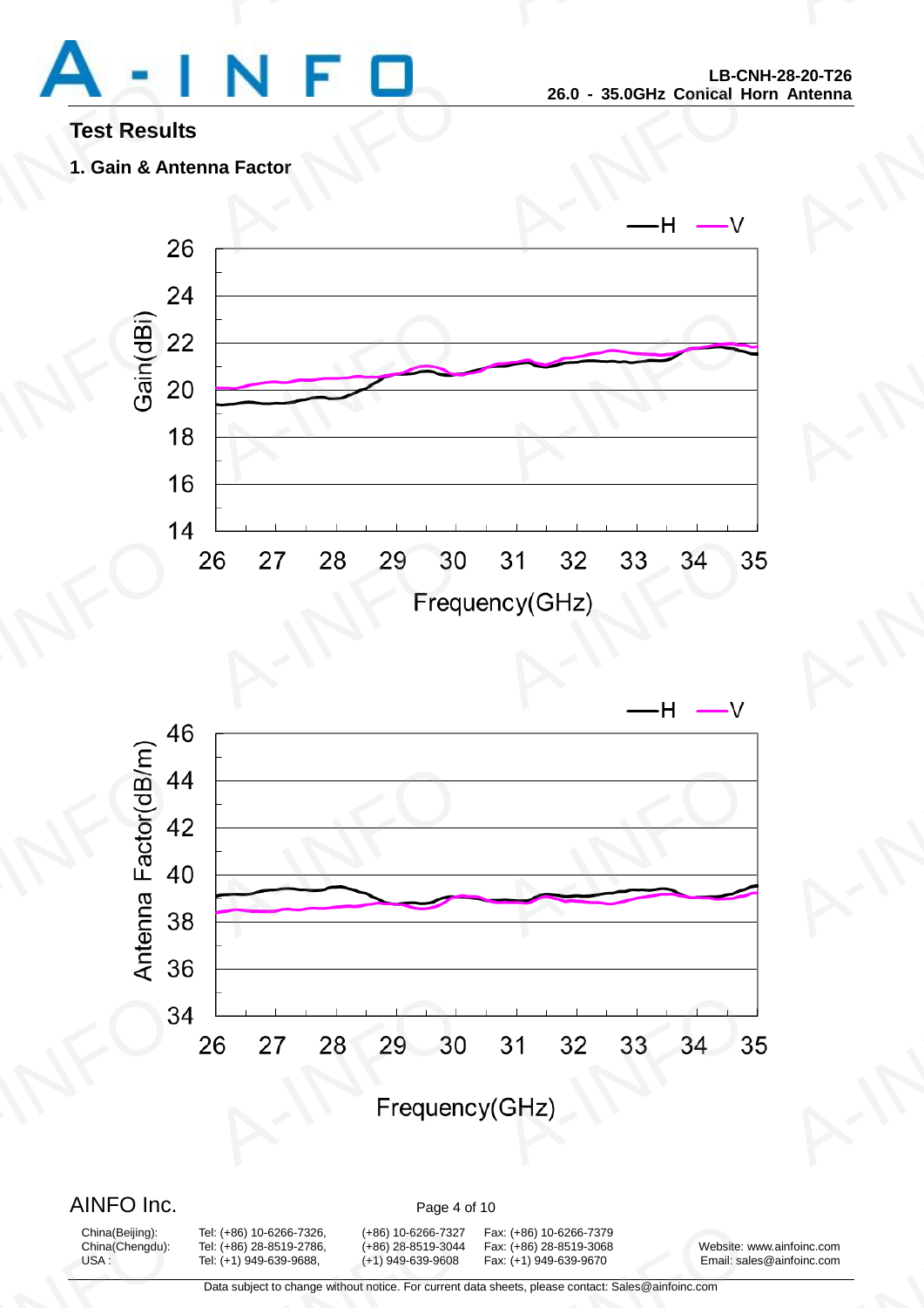## Test Results

### 1. Gain & Antenna Factor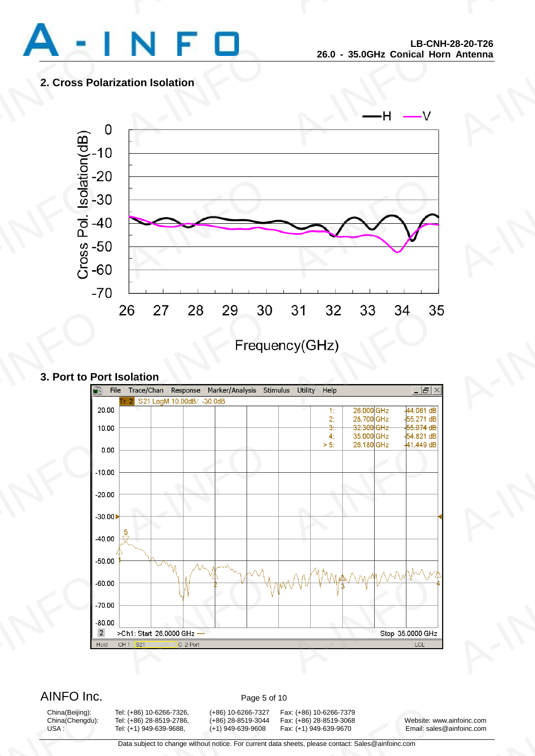## 2. Cross Polarization Isolation

## 3. Port to Port Isolation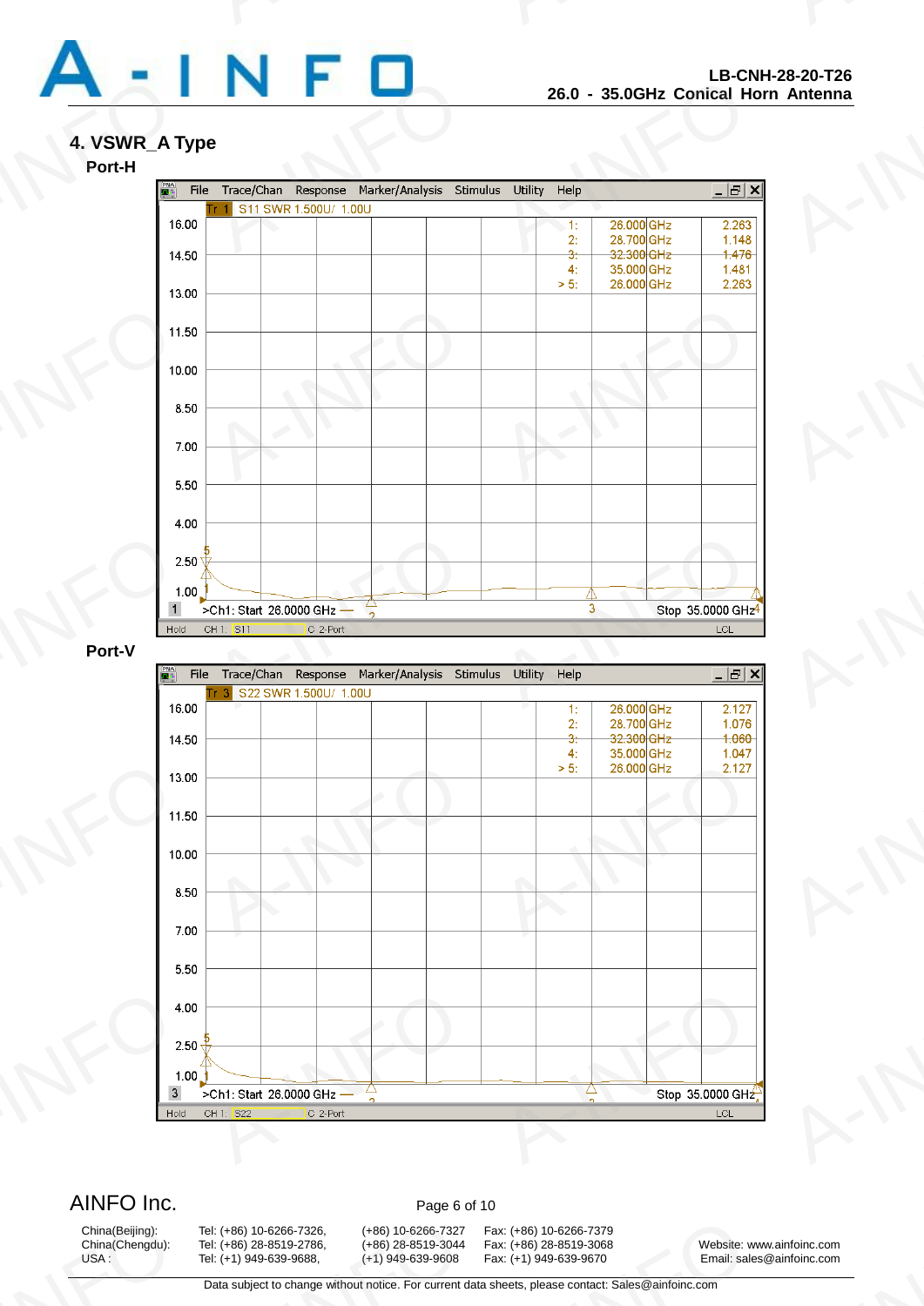## 4. VSWR_A Type

### Port-H

Tr 1 S11 SWR 1.500U/ 1.00U

| Marker | Frequency | Value |
|---|---|---|
| 1: | 26.000 GHz | 2.263 |
| 2: | 28.700 GHz | 1.148 |
| 3: | 32.300 GHz | 1.476 |
| 4: | 35.000 GHz | 1.481 |
| > 5: | 26.000 GHz | 2.263 |

>Ch1: Start 26.0000 GHz — Stop 35.0000 GHz

### Port-V

Tr 3 S22 SWR 1.500U/ 1.00U

| Marker | Frequency | Value |
|---|---|---|
| 1: | 26.000 GHz | 2.127 |
| 2: | 28.700 GHz | 1.076 |
| 3: | 32.300 GHz | 1.060 |
| 4: | 35.000 GHz | 1.047 |
| > 5: | 26.000 GHz | 2.127 |

>Ch1: Start 26.0000 GHz — Stop 35.0000 GHz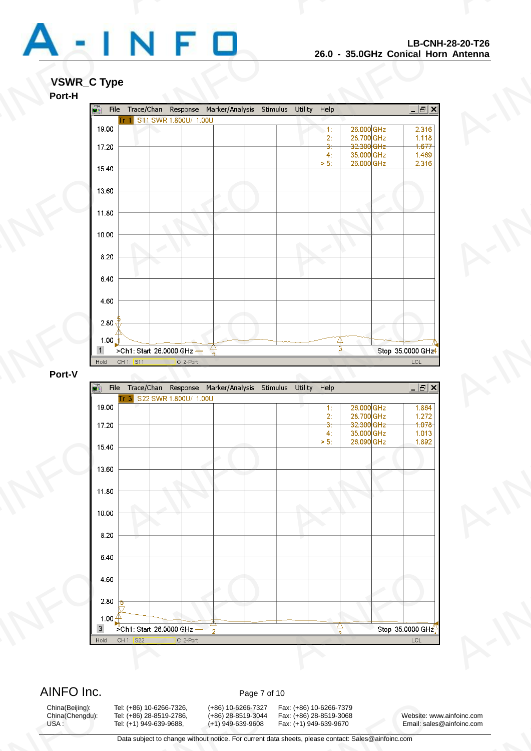## VSWR_C Type

### Port-H

Tr 1 S11 SWR 1.800U/ 1.00U

| Marker | Frequency | Value |
|---|---|---|
| 1: | 26.000 GHz | 2.316 |
| 2: | 28.700 GHz | 1.118 |
| 3: | 32.300 GHz | 1.677 |
| 4: | 35.000 GHz | 1.469 |
| > 5: | 26.000 GHz | 2.316 |

>Ch1: Start 26.0000 GHz — Stop 35.0000 GHz

### Port-V

Tr 3 S22 SWR 1.800U/ 1.00U

| Marker | Frequency | Value |
|---|---|---|
| 1: | 26.000 GHz | 1.864 |
| 2: | 28.700 GHz | 1.272 |
| 3: | 32.300 GHz | 1.078 |
| 4: | 35.000 GHz | 1.013 |
| > 5: | 26.090 GHz | 1.892 |

>Ch1: Start 26.0000 GHz — Stop 35.0000 GHz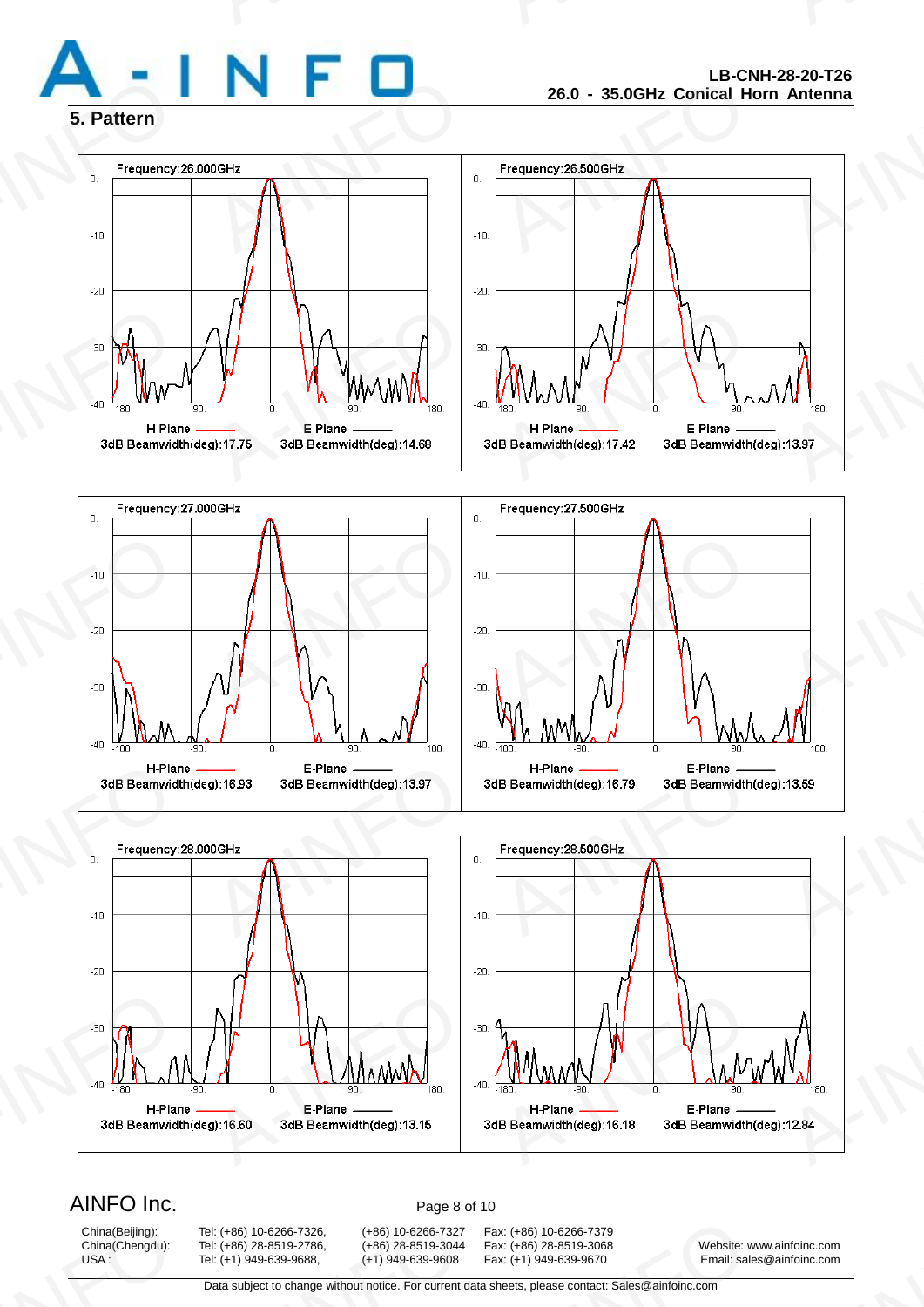## 5. Pattern

Frequency:26.000GHz

H-Plane 3dB Beamwidth(deg):17.75 | E-Plane 3dB Beamwidth(deg):14.68

Frequency:26.500GHz

H-Plane 3dB Beamwidth(deg):17.42 | E-Plane 3dB Beamwidth(deg):13.97

Frequency:27.000GHz

H-Plane 3dB Beamwidth(deg):16.93 | E-Plane 3dB Beamwidth(deg):13.97

Frequency:27.500GHz

H-Plane 3dB Beamwidth(deg):16.79 | E-Plane 3dB Beamwidth(deg):13.59

Frequency:28.000GHz

H-Plane 3dB Beamwidth(deg):16.60 | E-Plane 3dB Beamwidth(deg):13.15

Frequency:28.500GHz

H-Plane 3dB Beamwidth(deg):16.18 | E-Plane 3dB Beamwidth(deg):12.84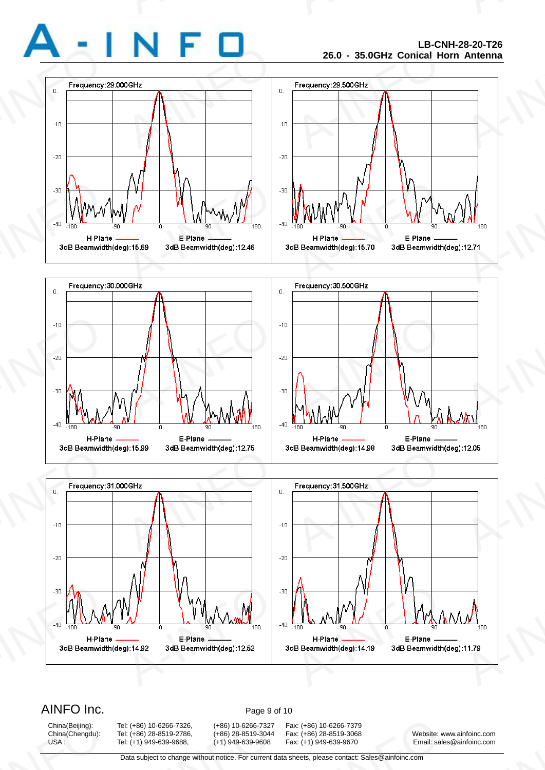Frequency:29.000GHz

H-Plane ——— E-Plane ———

3dB Beamwidth(deg):15.69 3dB Beamwidth(deg):12.46

Frequency:29.500GHz

H-Plane ——— E-Plane ———

3dB Beamwidth(deg):15.70 3dB Beamwidth(deg):12.71

Frequency:30.000GHz

H-Plane ——— E-Plane ———

3dB Beamwidth(deg):15.99 3dB Beamwidth(deg):12.75

Frequency:30.500GHz

H-Plane ——— E-Plane ———

3dB Beamwidth(deg):14.98 3dB Beamwidth(deg):12.05

Frequency:31.000GHz

H-Plane ——— E-Plane ———

3dB Beamwidth(deg):14.92 3dB Beamwidth(deg):12.52

Frequency:31.500GHz

H-Plane ——— E-Plane ———

3dB Beamwidth(deg):14.19 3dB Beamwidth(deg):11.79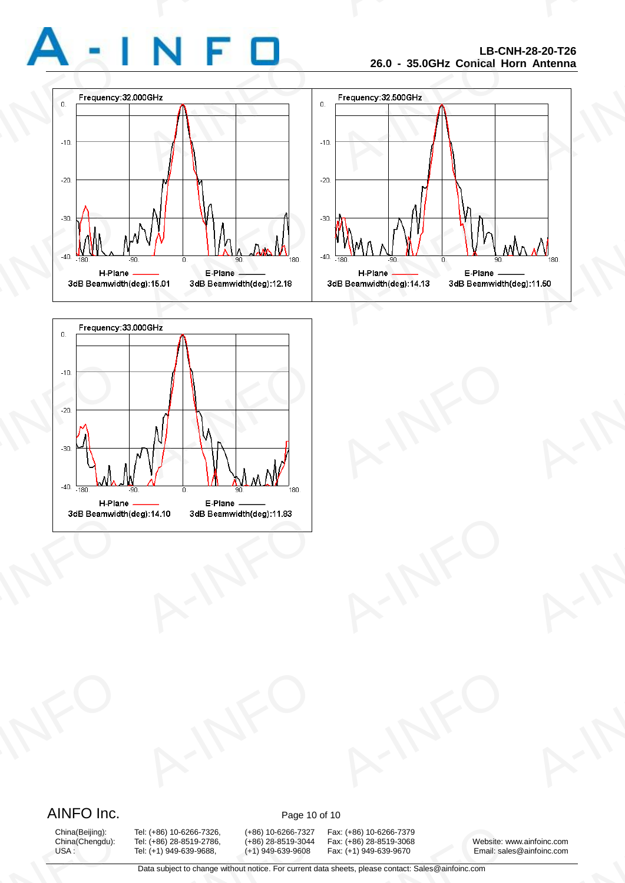Frequency:32.000GHz

0.
-10.
-20.
-30.
-40.
-180
-90
0
90
180

H-Plane
3dB Beamwidth(deg):15.01

E-Plane
3dB Beamwidth(deg):12.18

Frequency:32.500GHz

0.
-10.
-20.
-30.
-40.
-180
-90
0
90
180

H-Plane
3dB Beamwidth(deg):14.13

E-Plane
3dB Beamwidth(deg):11.50

Frequency:33.000GHz

0.
-10.
-20.
-30.
-40.
-180
-90
0
90
180

H-Plane
3dB Beamwidth(deg):14.10

E-Plane
3dB Beamwidth(deg):11.83

AINFO Inc.

China(Beijing): Tel: (+86) 10-6266-7326, (+86) 10-6266-7327 Fax: (+86) 10-6266-7379
China(Chengdu): Tel: (+86) 28-8519-2786, (+86) 28-8519-3044 Fax: (+86) 28-8519-3068
USA : Tel: (+1) 949-639-9688, (+1) 949-639-9608 Fax: (+1) 949-639-9670

Website: www.ainfoinc.com
Email: sales@ainfoinc.com

Data subject to change without notice. For current data sheets, please contact: Sales@ainfoinc.com